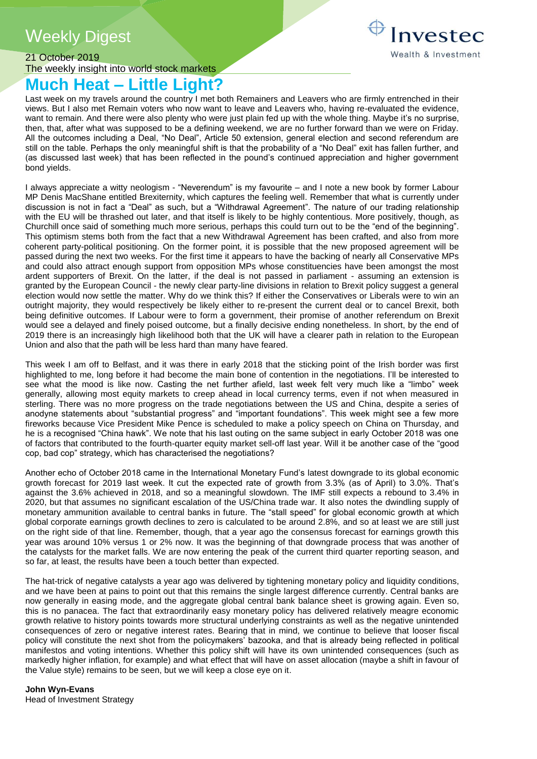# Weekly Digest

21 October 2019

The weekly insight into world stock markets

## Much Heat – Little Light?

Last week on my travels around the country I met both Remainers and Leavers who are firmly entrenched in their views. But I also met Remain voters who now want to leave and Leavers who, having re-evaluated the evidence, want to remain. And there were also plenty who were just plain fed up with the whole thing. Maybe it's no surprise, then, that, after what was supposed to be a defining weekend, we are no further forward than we were on Friday. All the outcomes including a Deal, "No Deal", Article 50 extension, general election and second referendum are still on the table. Perhaps the only meaningful shift is that the probability of a "No Deal" exit has fallen further, and (as discussed last week) that has been reflected in the pound's continued appreciation and higher government bond yields.

I always appreciate a witty neologism - "Neverendum" is my favourite – and I note a new book by former Labour MP Denis MacShane entitled Brexiternity, which captures the feeling well. Remember that what is currently under discussion is not in fact a "Deal" as such, but a "Withdrawal Agreement". The nature of our trading relationship with the EU will be thrashed out later, and that itself is likely to be highly contentious. More positively, though, as Churchill once said of something much more serious, perhaps this could turn out to be the "end of the beginning". This optimism stems both from the fact that a new Withdrawal Agreement has been crafted, and also from more coherent party-political positioning. On the former point, it is possible that the new proposed agreement will be passed during the next two weeks. For the first time it appears to have the backing of nearly all Conservative MPs and could also attract enough support from opposition MPs whose constituencies have been amongst the most ardent supporters of Brexit. On the latter, if the deal is not passed in parliament - assuming an extension is granted by the European Council - the newly clear party-line divisions in relation to Brexit policy suggest a general election would now settle the matter. Why do we think this? If either the Conservatives or Liberals were to win an outright majority, they would respectively be likely either to re-present the current deal or to cancel Brexit, both being definitive outcomes. If Labour were to form a government, their promise of another referendum on Brexit would see a delayed and finely poised outcome, but a finally decisive ending nonetheless. In short, by the end of 2019 there is an increasingly high likelihood both that the UK will have a clearer path in relation to the European Union and also that the path will be less hard than many have feared.

This week I am off to Belfast, and it was there in early 2018 that the sticking point of the Irish border was first highlighted to me, long before it had become the main bone of contention in the negotiations. I'll be interested to see what the mood is like now. Casting the net further afield, last week felt very much like a "limbo" week generally, allowing most equity markets to creep ahead in local currency terms, even if not when measured in sterling. There was no more progress on the trade negotiations between the US and China, despite a series of anodyne statements about "substantial progress" and "important foundations". This week might see a few more fireworks because Vice President Mike Pence is scheduled to make a policy speech on China on Thursday, and he is a recognised "China hawk". We note that his last outing on the same subject in early October 2018 was one of factors that contributed to the fourth-quarter equity market sell-off last year. Will it be another case of the "good cop, bad cop" strategy, which has characterised the negotiations?

Another echo of October 2018 came in the International Monetary Fund's latest downgrade to its global economic growth forecast for 2019 last week. It cut the expected rate of growth from 3.3% (as of April) to 3.0%. That's against the 3.6% achieved in 2018, and so a meaningful slowdown. The IMF still expects a rebound to 3.4% in 2020, but that assumes no significant escalation of the US/China trade war. It also notes the dwindling supply of monetary ammunition available to central banks in future. The "stall speed" for global economic growth at which global corporate earnings growth declines to zero is calculated to be around 2.8%, and so at least we are still just on the right side of that line. Remember, though, that a year ago the consensus forecast for earnings growth this year was around 10% versus 1 or 2% now. It was the beginning of that downgrade process that was another of the catalysts for the market falls. We are now entering the peak of the current third quarter reporting season, and so far, at least, the results have been a touch better than expected.

The hat-trick of negative catalysts a year ago was delivered by tightening monetary policy and liquidity conditions, and we have been at pains to point out that this remains the single largest difference currently. Central banks are now generally in easing mode, and the aggregate global central bank balance sheet is growing again. Even so, this is no panacea. The fact that extraordinarily easy monetary policy has delivered relatively meagre economic growth relative to history points towards more structural underlying constraints as well as the negative unintended consequences of zero or negative interest rates. Bearing that in mind, we continue to believe that looser fiscal policy will constitute the next shot from the policymakers' bazooka, and that is already being reflected in political manifestos and voting intentions. Whether this policy shift will have its own unintended consequences (such as markedly higher inflation, for example) and what effect that will have on asset allocation (maybe a shift in favour of the Value style) remains to be seen, but we will keep a close eye on it.

**John Wyn-Evans**
Head of Investment Strategy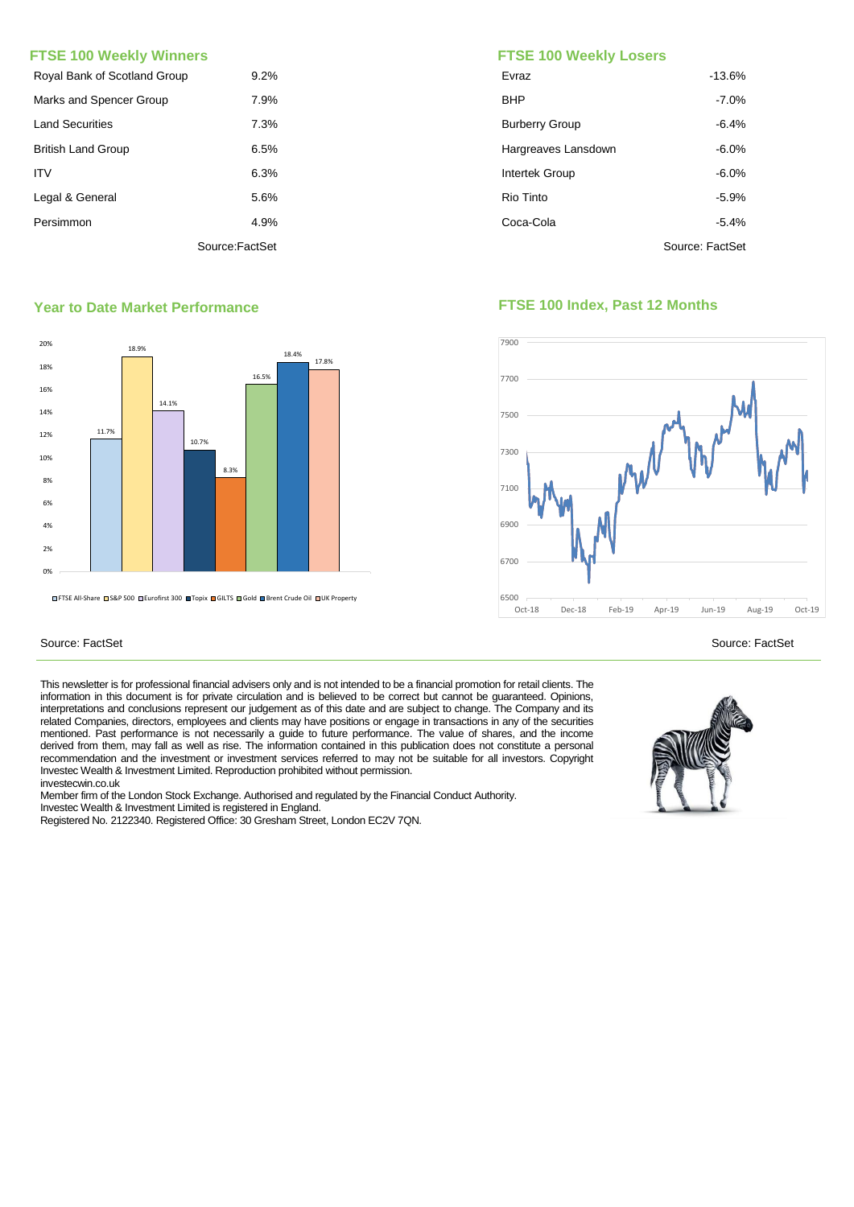## FTSE 100 Weekly Winners

| | |
|---|---|
| Royal Bank of Scotland Group | 9.2% |
| Marks and Spencer Group | 7.9% |
| Land Securities | 7.3% |
| British Land Group | 6.5% |
| ITV | 6.3% |
| Legal & General | 5.6% |
| Persimmon | 4.9% |

Source:FactSet

## FTSE 100 Weekly Losers

| | |
|---|---|
| Evraz | -13.6% |
| BHP | -7.0% |
| Burberry Group | -6.4% |
| Hargreaves Lansdown | -6.0% |
| Intertek Group | -6.0% |
| Rio Tinto | -5.9% |
| Coca-Cola | -5.4% |

Source: FactSet

## Year to Date Market Performance

20%
18%
16%
14%
12%
10%
8%
6%
4%
2%
0%

11.7%
18.9%
14.1%
10.7%
8.3%
16.5%
18.4%
17.8%

FTSE All-Share, S&P 500, Eurofirst 300, Topix, GILTS, Gold, Brent Crude Oil, UK Property

Source: FactSet

## FTSE 100 Index, Past 12 Months

7900
7700
7500
7300
7100
6900
6700
6500

Oct-18, Dec-18, Feb-19, Apr-19, Jun-19, Aug-19, Oct-19

Source: FactSet

This newsletter is for professional financial advisers only and is not intended to be a financial promotion for retail clients. The information in this document is for private circulation and is believed to be correct but cannot be guaranteed. Opinions, interpretations and conclusions represent our judgement as of this date and are subject to change. The Company and its related Companies, directors, employees and clients may have positions or engage in transactions in any of the securities mentioned. Past performance is not necessarily a guide to future performance. The value of shares, and the income derived from them, may fall as well as rise. The information contained in this publication does not constitute a personal recommendation and the investment or investment services referred to may not be suitable for all investors. Copyright Investec Wealth & Investment Limited. Reproduction prohibited without permission.
investecwin.co.uk

Member firm of the London Stock Exchange. Authorised and regulated by the Financial Conduct Authority.
Investec Wealth & Investment Limited is registered in England.
Registered No. 2122340. Registered Office: 30 Gresham Street, London EC2V 7QN.